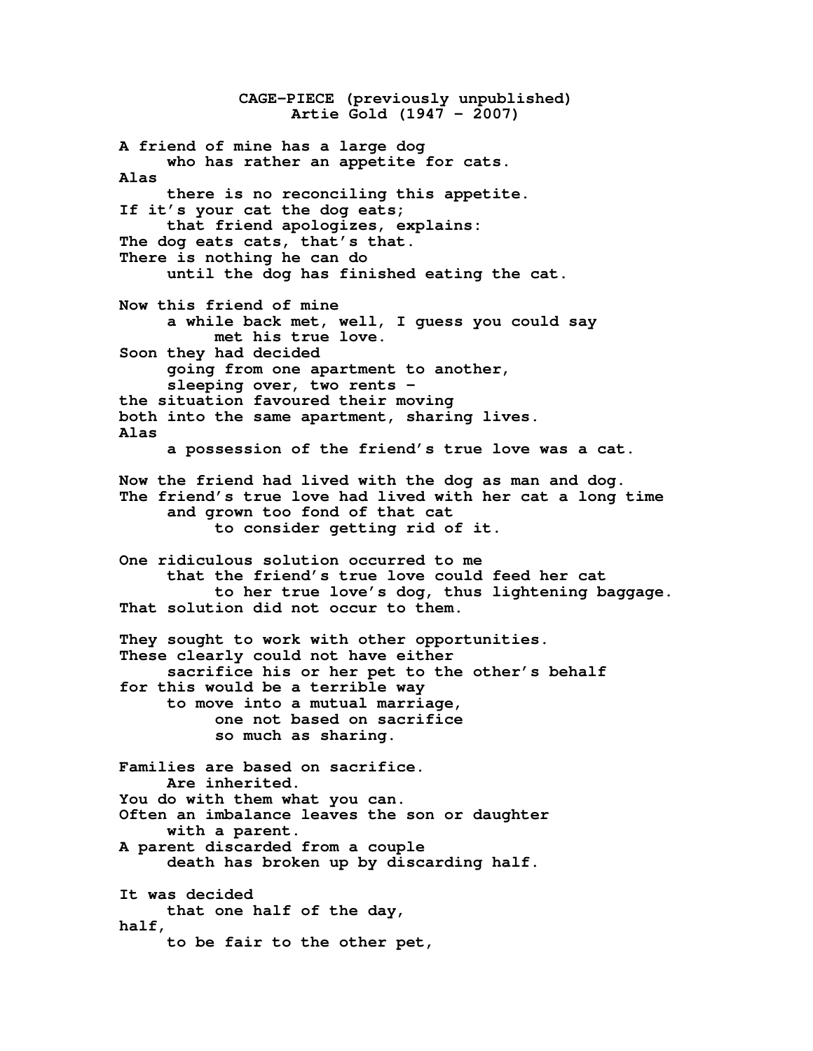# CAGE-PIECE (previously unpublished)

**Artie Gold (1947 – 2007)**

A friend of mine has a large dog  
&nbsp;&nbsp;&nbsp;&nbsp;&nbsp;who has rather an appetite for cats.  
Alas  
&nbsp;&nbsp;&nbsp;&nbsp;&nbsp;there is no reconciling this appetite.  
If it's your cat the dog eats;  
&nbsp;&nbsp;&nbsp;&nbsp;&nbsp;that friend apologizes, explains:  
The dog eats cats, that's that.  
There is nothing he can do  
&nbsp;&nbsp;&nbsp;&nbsp;&nbsp;until the dog has finished eating the cat.

Now this friend of mine  
&nbsp;&nbsp;&nbsp;&nbsp;&nbsp;a while back met, well, I guess you could say  
&nbsp;&nbsp;&nbsp;&nbsp;&nbsp;&nbsp;&nbsp;&nbsp;&nbsp;&nbsp;met his true love.  
Soon they had decided  
&nbsp;&nbsp;&nbsp;&nbsp;&nbsp;going from one apartment to another,  
&nbsp;&nbsp;&nbsp;&nbsp;&nbsp;sleeping over, two rents –  
the situation favoured their moving  
both into the same apartment, sharing lives.  
Alas  
&nbsp;&nbsp;&nbsp;&nbsp;&nbsp;a possession of the friend's true love was a cat.

Now the friend had lived with the dog as man and dog.  
The friend's true love had lived with her cat a long time  
&nbsp;&nbsp;&nbsp;&nbsp;&nbsp;and grown too fond of that cat  
&nbsp;&nbsp;&nbsp;&nbsp;&nbsp;&nbsp;&nbsp;&nbsp;&nbsp;&nbsp;to consider getting rid of it.

One ridiculous solution occurred to me  
&nbsp;&nbsp;&nbsp;&nbsp;&nbsp;that the friend's true love could feed her cat  
&nbsp;&nbsp;&nbsp;&nbsp;&nbsp;&nbsp;&nbsp;&nbsp;&nbsp;&nbsp;to her true love's dog, thus lightening baggage.  
That solution did not occur to them.

They sought to work with other opportunities.  
These clearly could not have either  
&nbsp;&nbsp;&nbsp;&nbsp;&nbsp;sacrifice his or her pet to the other's behalf  
for this would be a terrible way  
&nbsp;&nbsp;&nbsp;&nbsp;&nbsp;to move into a mutual marriage,  
&nbsp;&nbsp;&nbsp;&nbsp;&nbsp;&nbsp;&nbsp;&nbsp;&nbsp;&nbsp;one not based on sacrifice  
&nbsp;&nbsp;&nbsp;&nbsp;&nbsp;&nbsp;&nbsp;&nbsp;&nbsp;&nbsp;so much as sharing.

Families are based on sacrifice.  
&nbsp;&nbsp;&nbsp;&nbsp;&nbsp;Are inherited.  
You do with them what you can.  
Often an imbalance leaves the son or daughter  
&nbsp;&nbsp;&nbsp;&nbsp;&nbsp;with a parent.  
A parent discarded from a couple  
&nbsp;&nbsp;&nbsp;&nbsp;&nbsp;death has broken up by discarding half.

It was decided  
&nbsp;&nbsp;&nbsp;&nbsp;&nbsp;that one half of the day,  
half,  
&nbsp;&nbsp;&nbsp;&nbsp;&nbsp;to be fair to the other pet,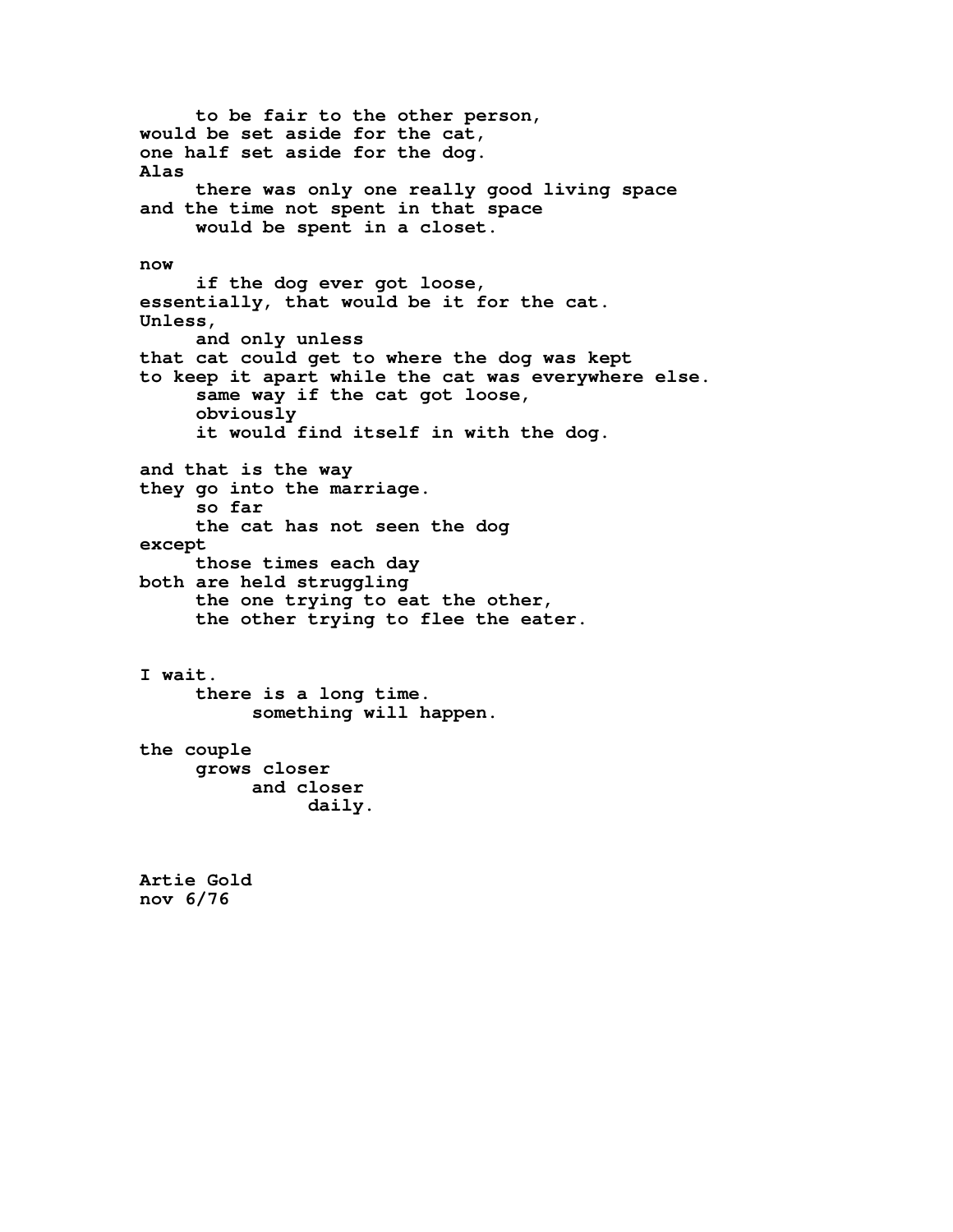to be fair to the other person,
would be set aside for the cat,
one half set aside for the dog.
Alas
    there was only one really good living space
and the time not spent in that space
    would be spent in a closet.

now
    if the dog ever got loose,
essentially, that would be it for the cat.
Unless,
    and only unless
that cat could get to where the dog was kept
to keep it apart while the cat was everywhere else.
    same way if the cat got loose,
    obviously
    it would find itself in with the dog.

and that is the way
they go into the marriage.
    so far
    the cat has not seen the dog
except
    those times each day
both are held struggling
    the one trying to eat the other,
    the other trying to flee the eater.

I wait.
    there is a long time.
        something will happen.

the couple
    grows closer
        and closer
            daily.

Artie Gold
nov 6/76